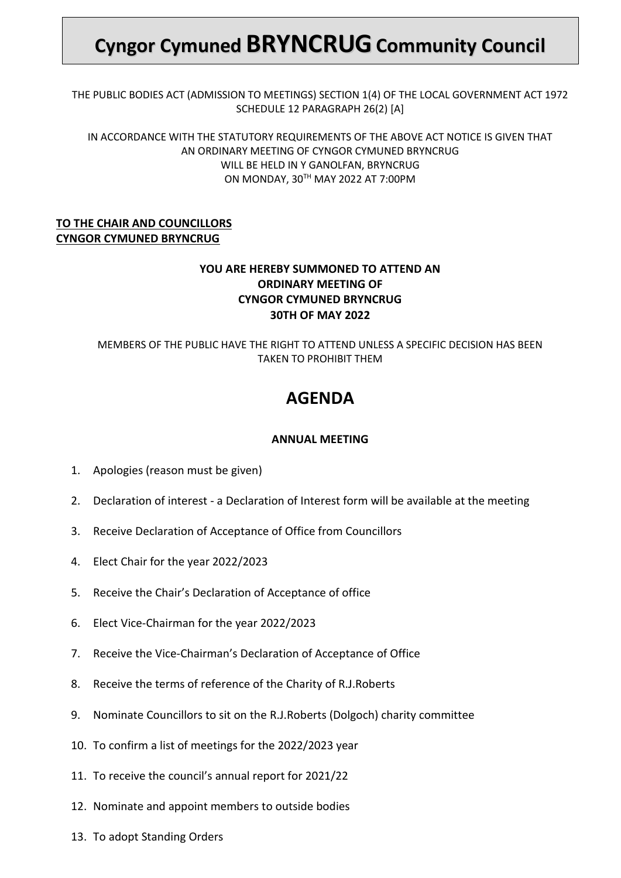# Cyngor Cymuned BRYNCRUG Community Council

THE PUBLIC BODIES ACT (ADMISSION TO MEETINGS) SECTION 1(4) OF THE LOCAL GOVERNMENT ACT 1972 SCHEDULE 12 PARAGRAPH 26(2) [A]

IN ACCORDANCE WITH THE STATUTORY REQUIREMENTS OF THE ABOVE ACT NOTICE IS GIVEN THAT AN ORDINARY MEETING OF CYNGOR CYMUNED BRYNCRUG WILL BE HELD IN Y GANOLFAN, BRYNCRUG ON MONDAY, 30TH MAY 2022 AT 7:00PM

**TO THE CHAIR AND COUNCILLORS**
**CYNGOR CYMUNED BRYNCRUG**

**YOU ARE HEREBY SUMMONED TO ATTEND AN ORDINARY MEETING OF CYNGOR CYMUNED BRYNCRUG 30TH OF MAY 2022**

MEMBERS OF THE PUBLIC HAVE THE RIGHT TO ATTEND UNLESS A SPECIFIC DECISION HAS BEEN TAKEN TO PROHIBIT THEM

## AGENDA

### ANNUAL MEETING

1. Apologies (reason must be given)
2. Declaration of interest - a Declaration of Interest form will be available at the meeting
3. Receive Declaration of Acceptance of Office from Councillors
4. Elect Chair for the year 2022/2023
5. Receive the Chair's Declaration of Acceptance of office
6. Elect Vice-Chairman for the year 2022/2023
7. Receive the Vice-Chairman's Declaration of Acceptance of Office
8. Receive the terms of reference of the Charity of R.J.Roberts
9. Nominate Councillors to sit on the R.J.Roberts (Dolgoch) charity committee
10. To confirm a list of meetings for the 2022/2023 year
11. To receive the council's annual report for 2021/22
12. Nominate and appoint members to outside bodies
13. To adopt Standing Orders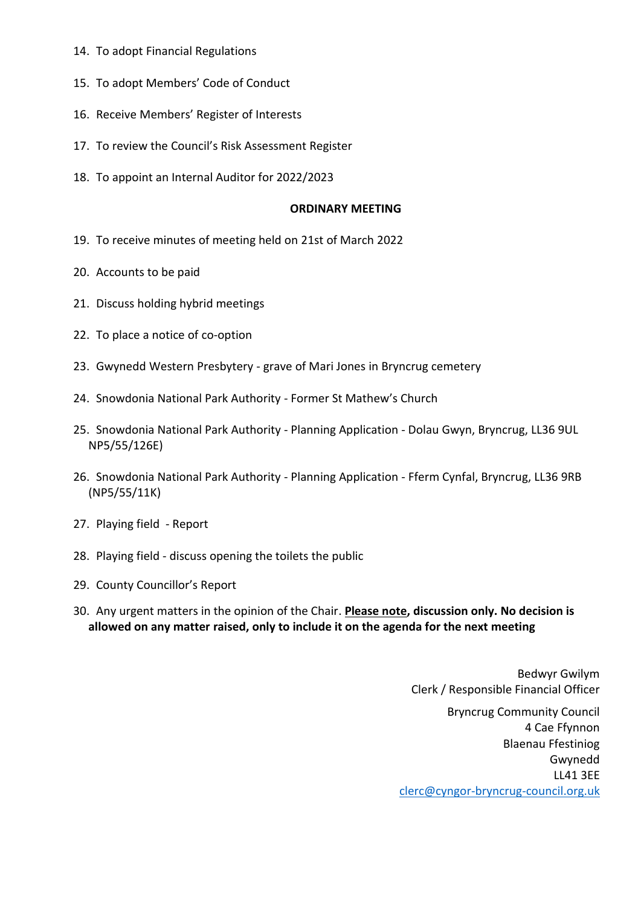14. To adopt Financial Regulations
15. To adopt Members' Code of Conduct
16. Receive Members' Register of Interests
17. To review the Council's Risk Assessment Register
18. To appoint an Internal Auditor for 2022/2023

**ORDINARY MEETING**

19. To receive minutes of meeting held on 21st of March 2022
20. Accounts to be paid
21. Discuss holding hybrid meetings
22. To place a notice of co-option
23. Gwynedd Western Presbytery - grave of Mari Jones in Bryncrug cemetery
24. Snowdonia National Park Authority - Former St Mathew's Church
25. Snowdonia National Park Authority - Planning Application - Dolau Gwyn, Bryncrug, LL36 9UL NP5/55/126E)
26. Snowdonia National Park Authority - Planning Application - Fferm Cynfal, Bryncrug, LL36 9RB (NP5/55/11K)
27. Playing field - Report
28. Playing field - discuss opening the toilets the public
29. County Councillor's Report
30. Any urgent matters in the opinion of the Chair. **Please note, discussion only. No decision is allowed on any matter raised, only to include it on the agenda for the next meeting**

Bedwyr Gwilym
Clerk / Responsible Financial Officer

Bryncrug Community Council
4 Cae Ffynnon
Blaenau Ffestiniog
Gwynedd
LL41 3EE
clerc@cyngor-bryncrug-council.org.uk